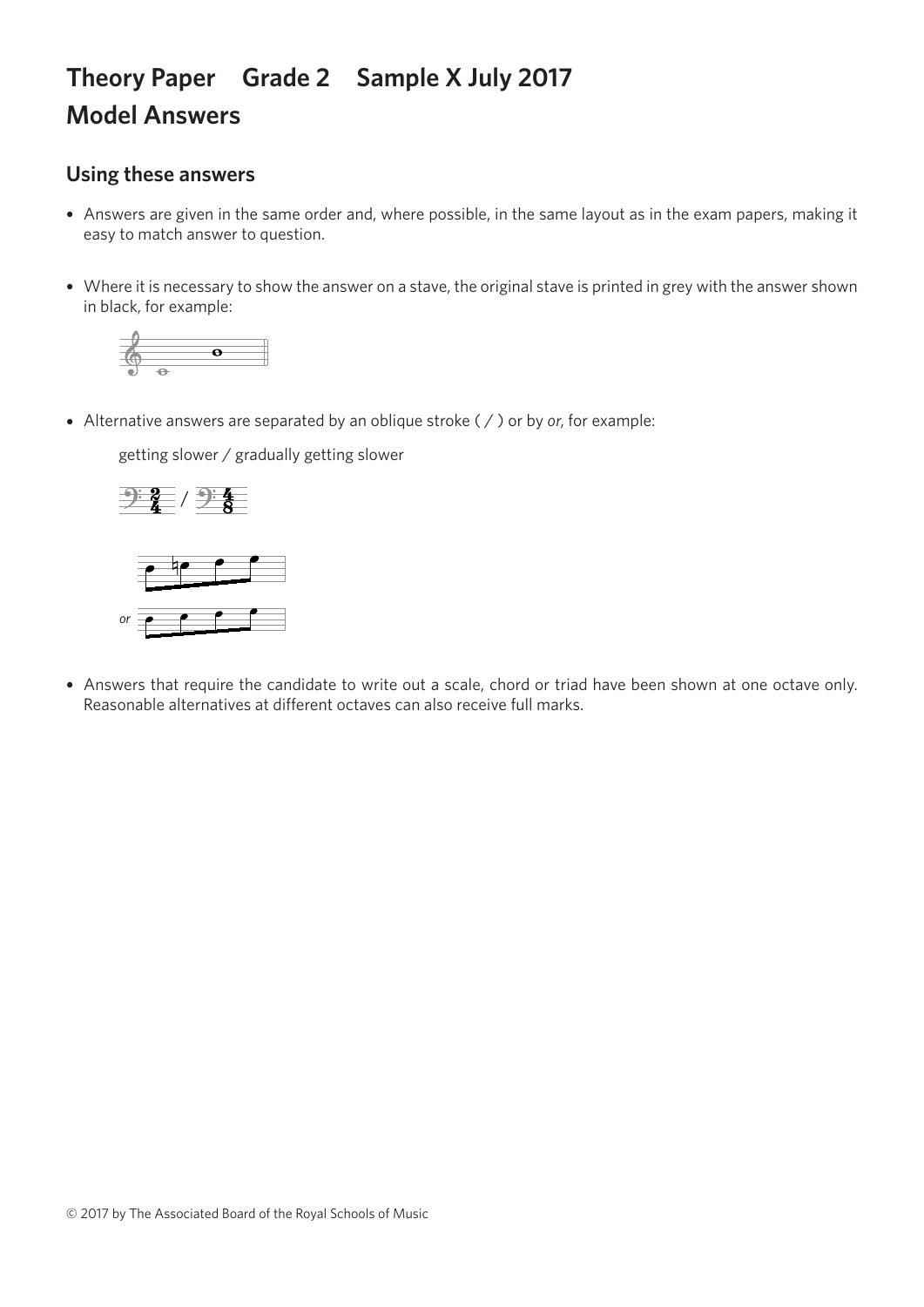# Theory Paper Grade 2 Sample X July 2017
# Model Answers

## Using these answers

- Answers are given in the same order and, where possible, in the same layout as in the exam papers, making it easy to match answer to question.

- Where it is necessary to show the answer on a stave, the original stave is printed in grey with the answer shown in black, for example:

- Alternative answers are separated by an oblique stroke ( / ) or by *or*, for example:

  getting slower / gradually getting slower

  *or*

- Answers that require the candidate to write out a scale, chord or triad have been shown at one octave only. Reasonable alternatives at different octaves can also receive full marks.

© 2017 by The Associated Board of the Royal Schools of Music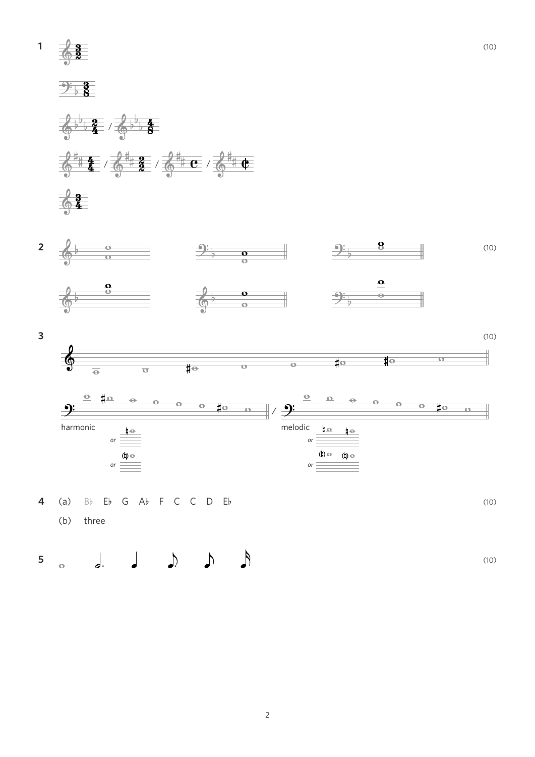**1** (10)

**2** (10)

**3** (10)

harmonic *or* *or*

melodic *or* *or*

**4** (a) B♭ E♭ G A♭ F C C D E♭ (10)

(b) three

**5** (10)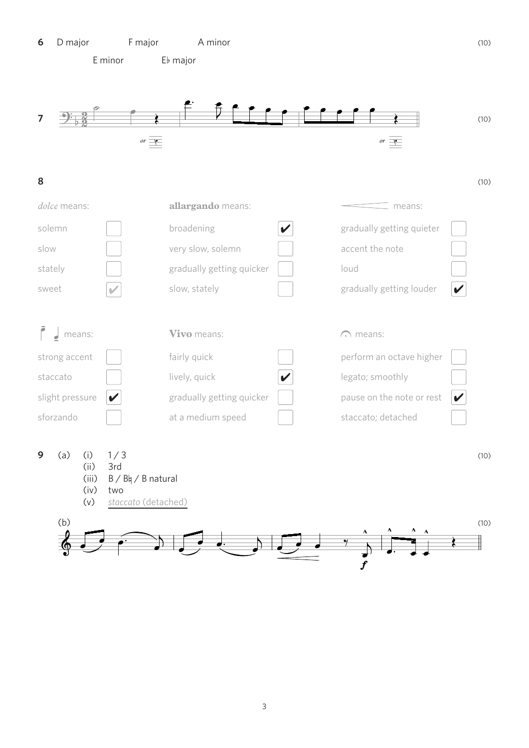**6** D major F major A minor (10)

E minor E♭ major

**7** (10)

or or

**8** (10)

| *dolce* means: | | **allargando** means: | | (hairpin) means: | |
|---|---|---|---|---|---|
| solemn | ☐ | broadening | ✔ | gradually getting quieter | ☐ |
| slow | ☐ | very slow, solemn | ☐ | accent the note | ☐ |
| stately | ☐ | gradually getting quicker | ☐ | loud | ☐ |
| sweet | ✔ | slow, stately | ☐ | gradually getting louder | ✔ |

| (tenuto) means: | | **Vivo** means: | | (pause) means: | |
|---|---|---|---|---|---|
| strong accent | ☐ | fairly quick | ☐ | perform an octave higher | ☐ |
| staccato | ☐ | lively, quick | ✔ | legato; smoothly | ☐ |
| slight pressure | ✔ | gradually getting quicker | ☐ | pause on the note or rest | ✔ |
| sforzando | ☐ | at a medium speed | ☐ | staccato; detached | ☐ |

**9** (a) (10)

(i) 1 / 3

(ii) 3rd

(iii) B / B♮ / B natural

(iv) two

(v) *staccato* (detached)

(b) (10)

*f*